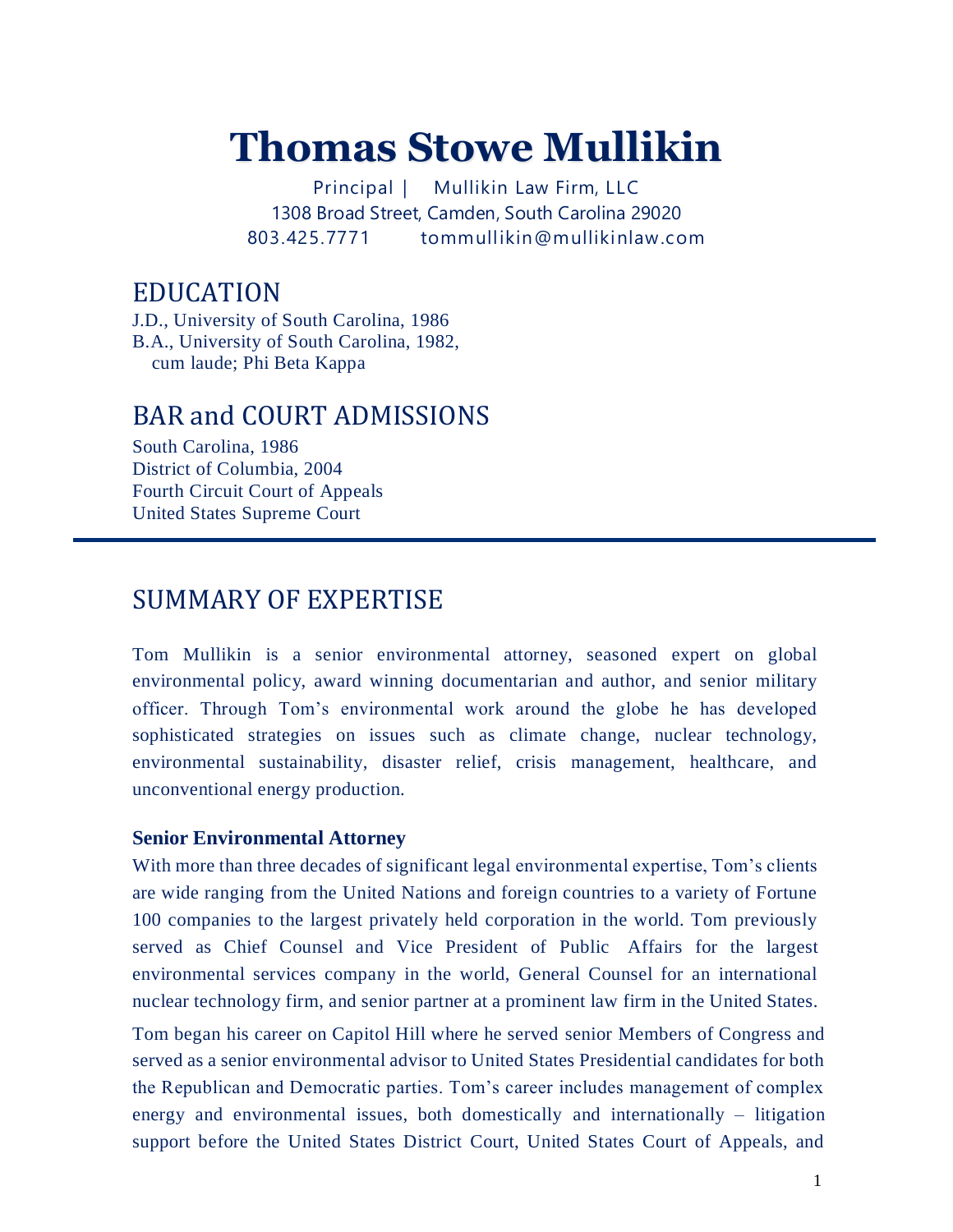# Thomas Stowe Mullikin

Principal | Mullikin Law Firm, LLC
1308 Broad Street, Camden, South Carolina 29020
803.425.7771 tommullikin@mullikinlaw.com

## EDUCATION

J.D., University of South Carolina, 1986
B.A., University of South Carolina, 1982,
cum laude; Phi Beta Kappa

## BAR and COURT ADMISSIONS

South Carolina, 1986
District of Columbia, 2004
Fourth Circuit Court of Appeals
United States Supreme Court

---

## SUMMARY OF EXPERTISE

Tom Mullikin is a senior environmental attorney, seasoned expert on global environmental policy, award winning documentarian and author, and senior military officer. Through Tom's environmental work around the globe he has developed sophisticated strategies on issues such as climate change, nuclear technology, environmental sustainability, disaster relief, crisis management, healthcare, and unconventional energy production.

### Senior Environmental Attorney

With more than three decades of significant legal environmental expertise, Tom's clients are wide ranging from the United Nations and foreign countries to a variety of Fortune 100 companies to the largest privately held corporation in the world. Tom previously served as Chief Counsel and Vice President of Public Affairs for the largest environmental services company in the world, General Counsel for an international nuclear technology firm, and senior partner at a prominent law firm in the United States.

Tom began his career on Capitol Hill where he served senior Members of Congress and served as a senior environmental advisor to United States Presidential candidates for both the Republican and Democratic parties. Tom's career includes management of complex energy and environmental issues, both domestically and internationally – litigation support before the United States District Court, United States Court of Appeals, and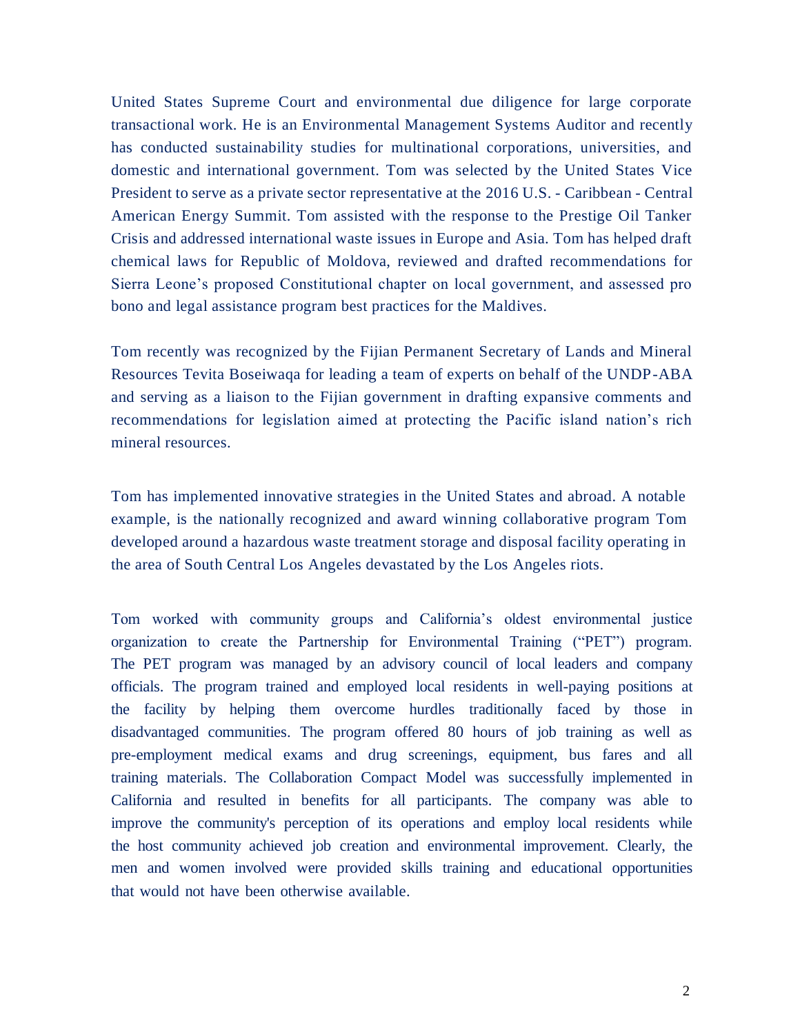United States Supreme Court and environmental due diligence for large corporate transactional work. He is an Environmental Management Systems Auditor and recently has conducted sustainability studies for multinational corporations, universities, and domestic and international government. Tom was selected by the United States Vice President to serve as a private sector representative at the 2016 U.S. - Caribbean - Central American Energy Summit. Tom assisted with the response to the Prestige Oil Tanker Crisis and addressed international waste issues in Europe and Asia. Tom has helped draft chemical laws for Republic of Moldova, reviewed and drafted recommendations for Sierra Leone's proposed Constitutional chapter on local government, and assessed pro bono and legal assistance program best practices for the Maldives.

Tom recently was recognized by the Fijian Permanent Secretary of Lands and Mineral Resources Tevita Boseiwaqa for leading a team of experts on behalf of the UNDP-ABA and serving as a liaison to the Fijian government in drafting expansive comments and recommendations for legislation aimed at protecting the Pacific island nation's rich mineral resources.

Tom has implemented innovative strategies in the United States and abroad. A notable example, is the nationally recognized and award winning collaborative program Tom developed around a hazardous waste treatment storage and disposal facility operating in the area of South Central Los Angeles devastated by the Los Angeles riots.

Tom worked with community groups and California's oldest environmental justice organization to create the Partnership for Environmental Training ("PET") program. The PET program was managed by an advisory council of local leaders and company officials. The program trained and employed local residents in well-paying positions at the facility by helping them overcome hurdles traditionally faced by those in disadvantaged communities. The program offered 80 hours of job training as well as pre-employment medical exams and drug screenings, equipment, bus fares and all training materials. The Collaboration Compact Model was successfully implemented in California and resulted in benefits for all participants. The company was able to improve the community's perception of its operations and employ local residents while the host community achieved job creation and environmental improvement. Clearly, the men and women involved were provided skills training and educational opportunities that would not have been otherwise available.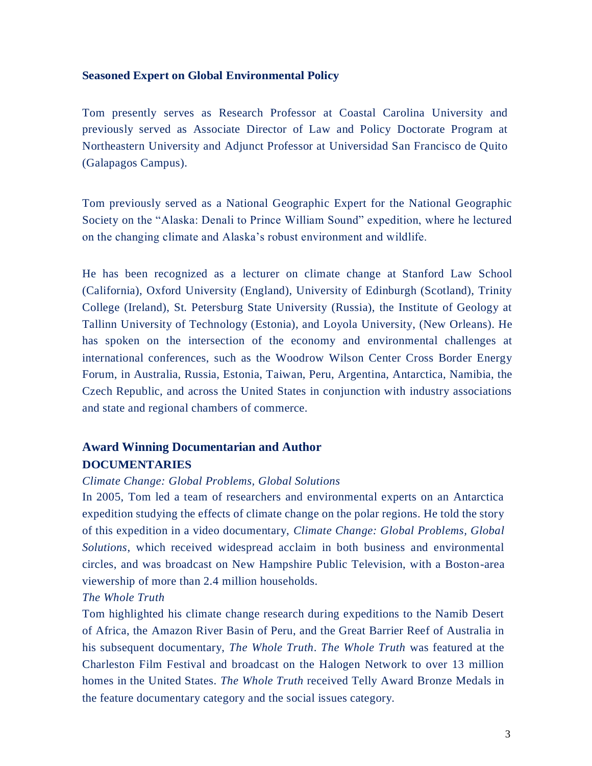## Seasoned Expert on Global Environmental Policy

Tom presently serves as Research Professor at Coastal Carolina University and previously served as Associate Director of Law and Policy Doctorate Program at Northeastern University and Adjunct Professor at Universidad San Francisco de Quito (Galapagos Campus).

Tom previously served as a National Geographic Expert for the National Geographic Society on the "Alaska: Denali to Prince William Sound" expedition, where he lectured on the changing climate and Alaska's robust environment and wildlife.

He has been recognized as a lecturer on climate change at Stanford Law School (California), Oxford University (England), University of Edinburgh (Scotland), Trinity College (Ireland), St. Petersburg State University (Russia), the Institute of Geology at Tallinn University of Technology (Estonia), and Loyola University, (New Orleans). He has spoken on the intersection of the economy and environmental challenges at international conferences, such as the Woodrow Wilson Center Cross Border Energy Forum, in Australia, Russia, Estonia, Taiwan, Peru, Argentina, Antarctica, Namibia, the Czech Republic, and across the United States in conjunction with industry associations and state and regional chambers of commerce.

## Award Winning Documentarian and Author

### DOCUMENTARIES

*Climate Change: Global Problems, Global Solutions*

In 2005, Tom led a team of researchers and environmental experts on an Antarctica expedition studying the effects of climate change on the polar regions. He told the story of this expedition in a video documentary, *Climate Change: Global Problems, Global Solutions*, which received widespread acclaim in both business and environmental circles, and was broadcast on New Hampshire Public Television, with a Boston-area viewership of more than 2.4 million households.

*The Whole Truth*

Tom highlighted his climate change research during expeditions to the Namib Desert of Africa, the Amazon River Basin of Peru, and the Great Barrier Reef of Australia in his subsequent documentary, *The Whole Truth*. *The Whole Truth* was featured at the Charleston Film Festival and broadcast on the Halogen Network to over 13 million homes in the United States. *The Whole Truth* received Telly Award Bronze Medals in the feature documentary category and the social issues category.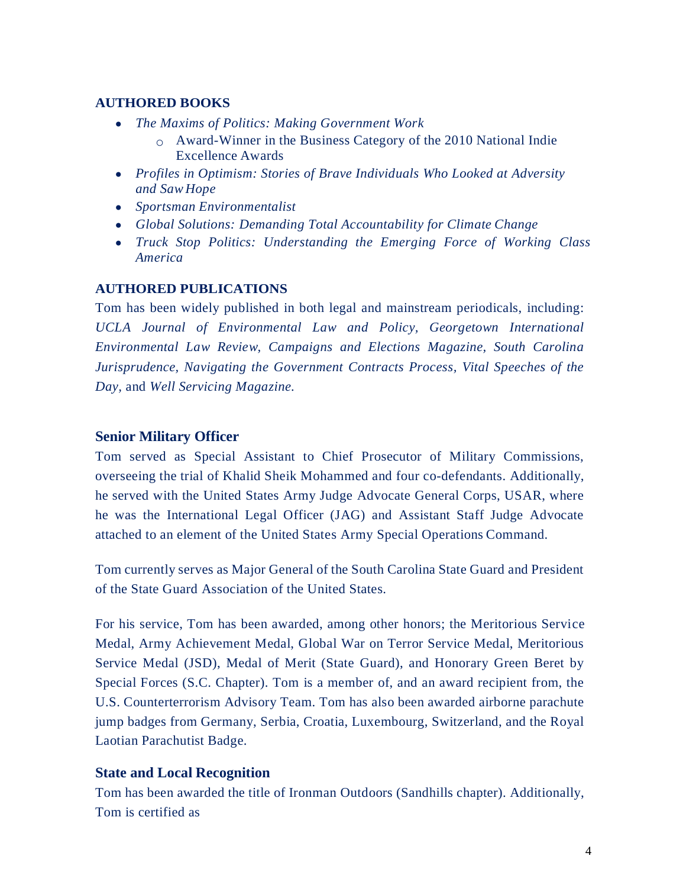## AUTHORED BOOKS

- *The Maxims of Politics: Making Government Work*
  - Award-Winner in the Business Category of the 2010 National Indie Excellence Awards
- *Profiles in Optimism: Stories of Brave Individuals Who Looked at Adversity and Saw Hope*
- *Sportsman Environmentalist*
- *Global Solutions: Demanding Total Accountability for Climate Change*
- *Truck Stop Politics: Understanding the Emerging Force of Working Class America*

## AUTHORED PUBLICATIONS

Tom has been widely published in both legal and mainstream periodicals, including: *UCLA Journal of Environmental Law and Policy, Georgetown International Environmental Law Review, Campaigns and Elections Magazine, South Carolina Jurisprudence, Navigating the Government Contracts Process, Vital Speeches of the Day,* and *Well Servicing Magazine.*

### Senior Military Officer

Tom served as Special Assistant to Chief Prosecutor of Military Commissions, overseeing the trial of Khalid Sheik Mohammed and four co-defendants. Additionally, he served with the United States Army Judge Advocate General Corps, USAR, where he was the International Legal Officer (JAG) and Assistant Staff Judge Advocate attached to an element of the United States Army Special Operations Command.

Tom currently serves as Major General of the South Carolina State Guard and President of the State Guard Association of the United States.

For his service, Tom has been awarded, among other honors; the Meritorious Service Medal, Army Achievement Medal, Global War on Terror Service Medal, Meritorious Service Medal (JSD), Medal of Merit (State Guard), and Honorary Green Beret by Special Forces (S.C. Chapter). Tom is a member of, and an award recipient from, the U.S. Counterterrorism Advisory Team. Tom has also been awarded airborne parachute jump badges from Germany, Serbia, Croatia, Luxembourg, Switzerland, and the Royal Laotian Parachutist Badge.

### State and Local Recognition

Tom has been awarded the title of Ironman Outdoors (Sandhills chapter). Additionally, Tom is certified as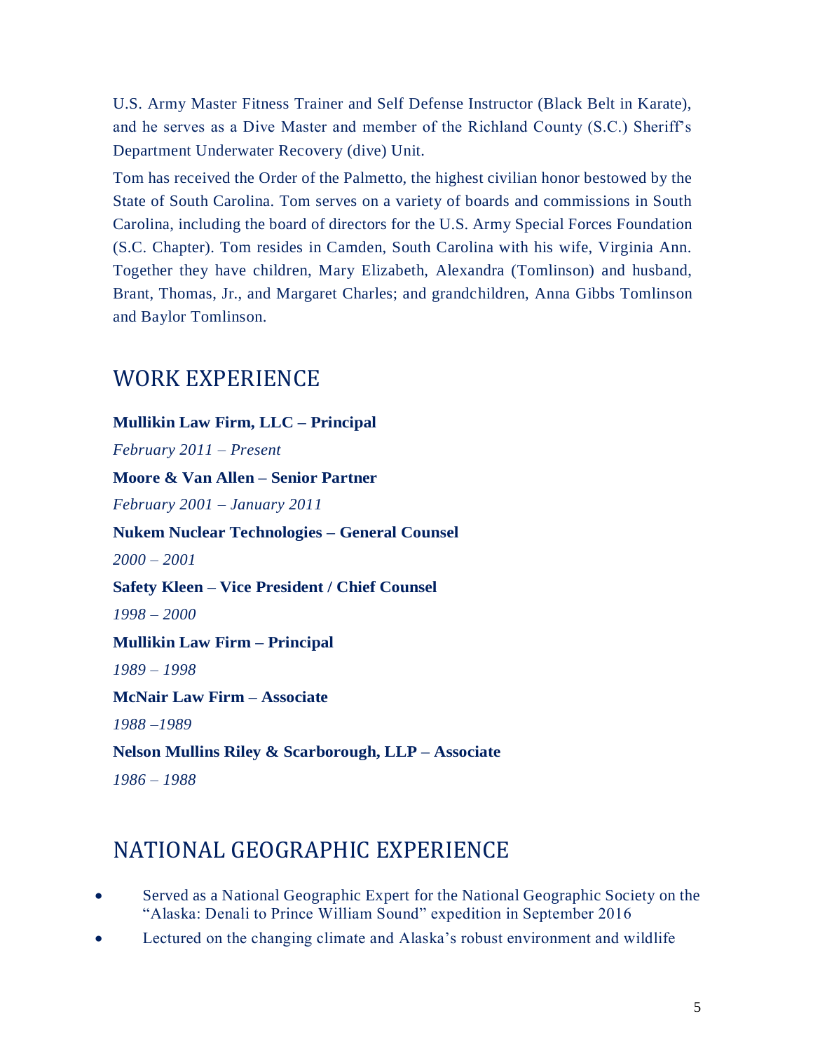U.S. Army Master Fitness Trainer and Self Defense Instructor (Black Belt in Karate), and he serves as a Dive Master and member of the Richland County (S.C.) Sheriff's Department Underwater Recovery (dive) Unit.

Tom has received the Order of the Palmetto, the highest civilian honor bestowed by the State of South Carolina. Tom serves on a variety of boards and commissions in South Carolina, including the board of directors for the U.S. Army Special Forces Foundation (S.C. Chapter). Tom resides in Camden, South Carolina with his wife, Virginia Ann. Together they have children, Mary Elizabeth, Alexandra (Tomlinson) and husband, Brant, Thomas, Jr., and Margaret Charles; and grandchildren, Anna Gibbs Tomlinson and Baylor Tomlinson.

## WORK EXPERIENCE

**Mullikin Law Firm, LLC – Principal**

*February 2011 – Present*

**Moore & Van Allen – Senior Partner**

*February 2001 – January 2011*

**Nukem Nuclear Technologies – General Counsel**

*2000 – 2001*

**Safety Kleen – Vice President / Chief Counsel**

*1998 – 2000*

**Mullikin Law Firm – Principal**

*1989 – 1998*

**McNair Law Firm – Associate**

*1988 –1989*

**Nelson Mullins Riley & Scarborough, LLP – Associate**

*1986 – 1988*

## NATIONAL GEOGRAPHIC EXPERIENCE

- Served as a National Geographic Expert for the National Geographic Society on the "Alaska: Denali to Prince William Sound" expedition in September 2016
- Lectured on the changing climate and Alaska's robust environment and wildlife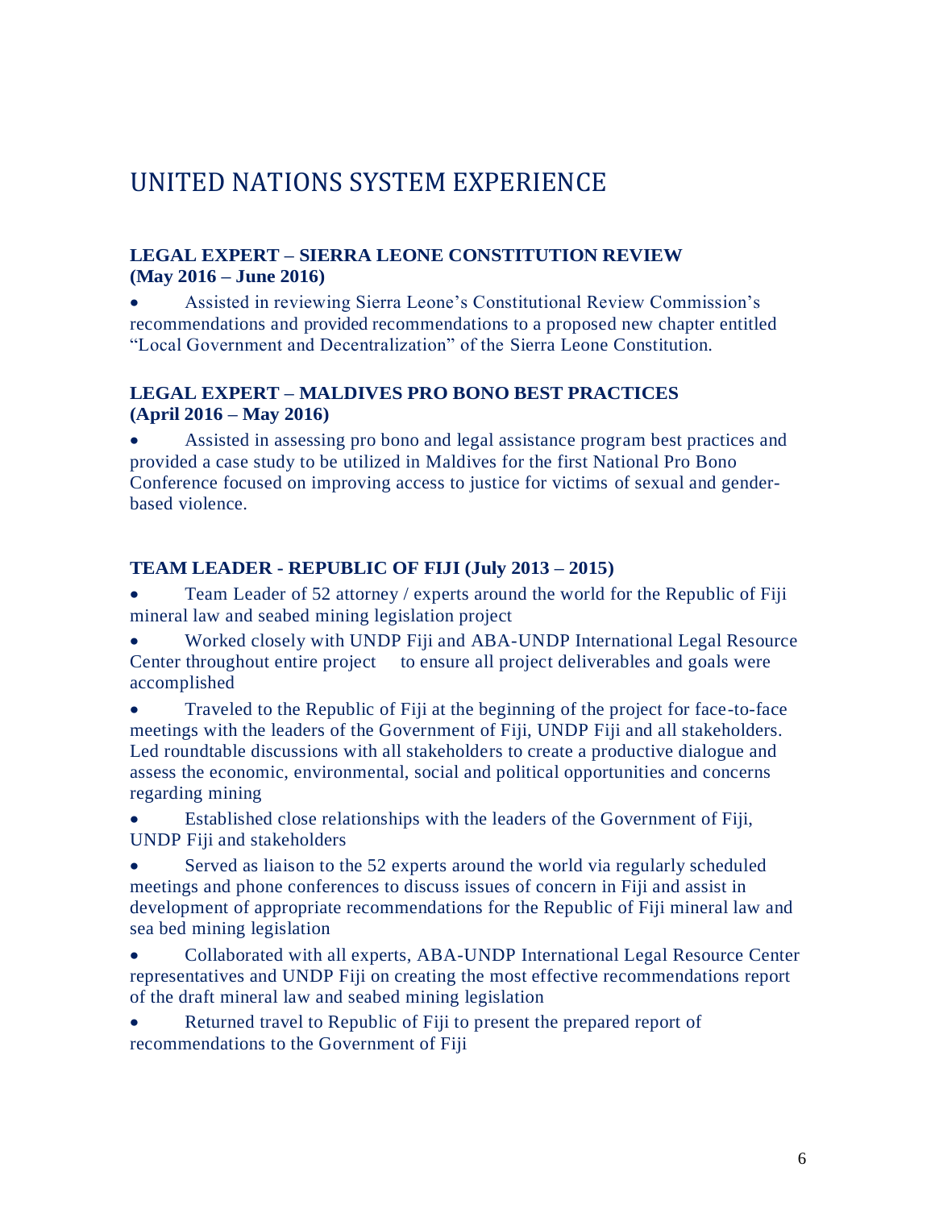# UNITED NATIONS SYSTEM EXPERIENCE

### LEGAL EXPERT – SIERRA LEONE CONSTITUTION REVIEW (May 2016 – June 2016)

- Assisted in reviewing Sierra Leone's Constitutional Review Commission's recommendations and provided recommendations to a proposed new chapter entitled "Local Government and Decentralization" of the Sierra Leone Constitution.

### LEGAL EXPERT – MALDIVES PRO BONO BEST PRACTICES (April 2016 – May 2016)

- Assisted in assessing pro bono and legal assistance program best practices and provided a case study to be utilized in Maldives for the first National Pro Bono Conference focused on improving access to justice for victims of sexual and gender-based violence.

### TEAM LEADER - REPUBLIC OF FIJI (July 2013 – 2015)

- Team Leader of 52 attorney / experts around the world for the Republic of Fiji mineral law and seabed mining legislation project
- Worked closely with UNDP Fiji and ABA-UNDP International Legal Resource Center throughout entire project to ensure all project deliverables and goals were accomplished
- Traveled to the Republic of Fiji at the beginning of the project for face-to-face meetings with the leaders of the Government of Fiji, UNDP Fiji and all stakeholders. Led roundtable discussions with all stakeholders to create a productive dialogue and assess the economic, environmental, social and political opportunities and concerns regarding mining
- Established close relationships with the leaders of the Government of Fiji, UNDP Fiji and stakeholders
- Served as liaison to the 52 experts around the world via regularly scheduled meetings and phone conferences to discuss issues of concern in Fiji and assist in development of appropriate recommendations for the Republic of Fiji mineral law and sea bed mining legislation
- Collaborated with all experts, ABA-UNDP International Legal Resource Center representatives and UNDP Fiji on creating the most effective recommendations report of the draft mineral law and seabed mining legislation
- Returned travel to Republic of Fiji to present the prepared report of recommendations to the Government of Fiji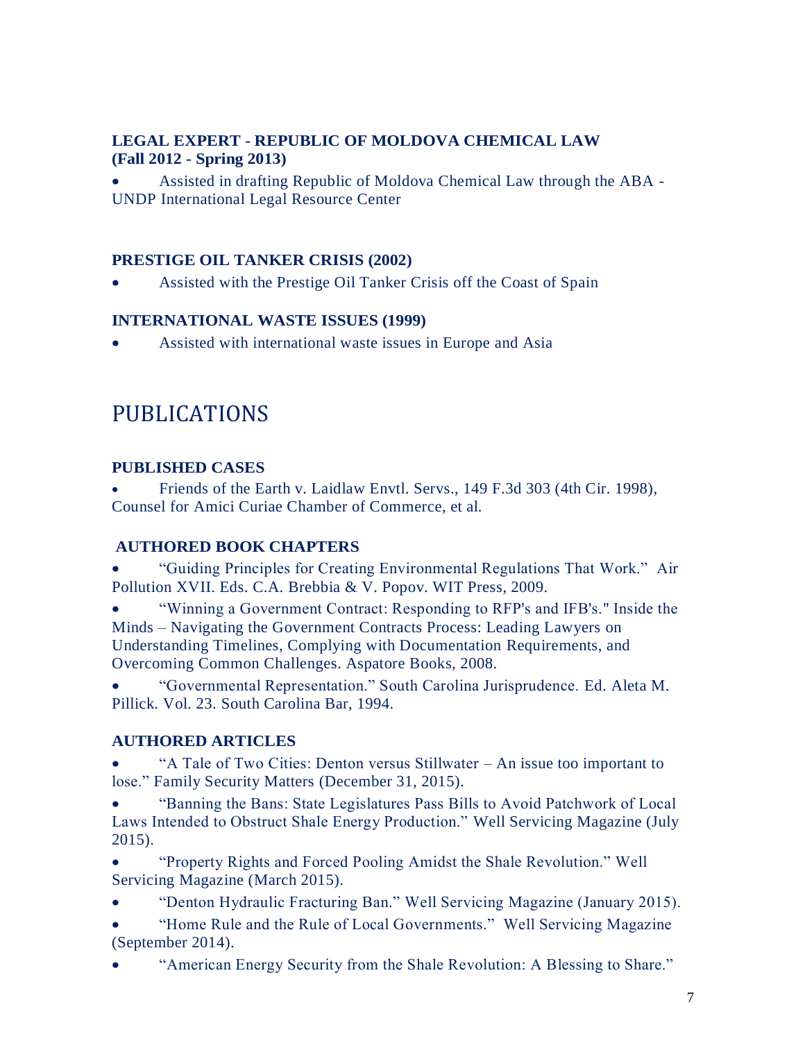**LEGAL EXPERT - REPUBLIC OF MOLDOVA CHEMICAL LAW (Fall 2012 - Spring 2013)**

- Assisted in drafting Republic of Moldova Chemical Law through the ABA - UNDP International Legal Resource Center

**PRESTIGE OIL TANKER CRISIS (2002)**

- Assisted with the Prestige Oil Tanker Crisis off the Coast of Spain

**INTERNATIONAL WASTE ISSUES (1999)**

- Assisted with international waste issues in Europe and Asia

# PUBLICATIONS

**PUBLISHED CASES**

- Friends of the Earth v. Laidlaw Envtl. Servs., 149 F.3d 303 (4th Cir. 1998), Counsel for Amici Curiae Chamber of Commerce, et al.

**AUTHORED BOOK CHAPTERS**

- "Guiding Principles for Creating Environmental Regulations That Work." Air Pollution XVII. Eds. C.A. Brebbia & V. Popov. WIT Press, 2009.
- "Winning a Government Contract: Responding to RFP's and IFB's." Inside the Minds – Navigating the Government Contracts Process: Leading Lawyers on Understanding Timelines, Complying with Documentation Requirements, and Overcoming Common Challenges. Aspatore Books, 2008.
- "Governmental Representation." South Carolina Jurisprudence. Ed. Aleta M. Pillick. Vol. 23. South Carolina Bar, 1994.

**AUTHORED ARTICLES**

- "A Tale of Two Cities: Denton versus Stillwater – An issue too important to lose." Family Security Matters (December 31, 2015).
- "Banning the Bans: State Legislatures Pass Bills to Avoid Patchwork of Local Laws Intended to Obstruct Shale Energy Production." Well Servicing Magazine (July 2015).
- "Property Rights and Forced Pooling Amidst the Shale Revolution." Well Servicing Magazine (March 2015).
- "Denton Hydraulic Fracturing Ban." Well Servicing Magazine (January 2015).
- "Home Rule and the Rule of Local Governments." Well Servicing Magazine (September 2014).
- "American Energy Security from the Shale Revolution: A Blessing to Share."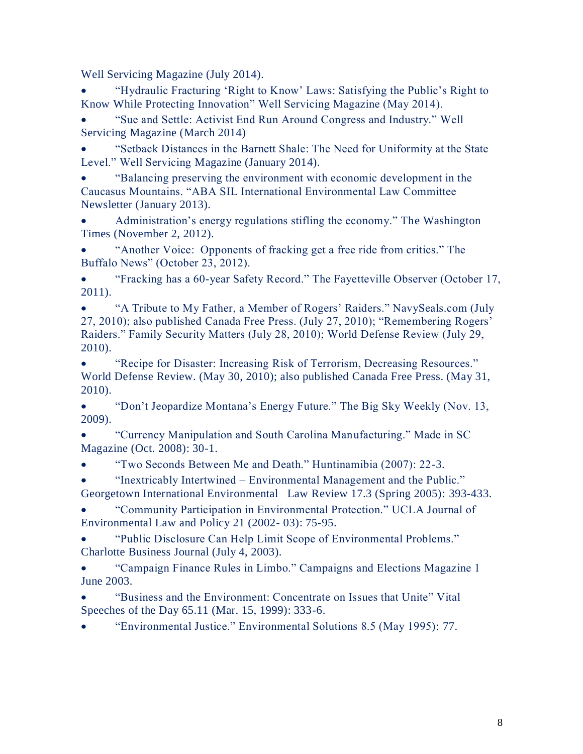Well Servicing Magazine (July 2014).

- "Hydraulic Fracturing 'Right to Know' Laws: Satisfying the Public's Right to Know While Protecting Innovation" Well Servicing Magazine (May 2014).
- "Sue and Settle: Activist End Run Around Congress and Industry." Well Servicing Magazine (March 2014)
- "Setback Distances in the Barnett Shale: The Need for Uniformity at the State Level." Well Servicing Magazine (January 2014).
- "Balancing preserving the environment with economic development in the Caucasus Mountains. "ABA SIL International Environmental Law Committee Newsletter (January 2013).
- Administration's energy regulations stifling the economy." The Washington Times (November 2, 2012).
- "Another Voice: Opponents of fracking get a free ride from critics." The Buffalo News" (October 23, 2012).
- "Fracking has a 60-year Safety Record." The Fayetteville Observer (October 17, 2011).
- "A Tribute to My Father, a Member of Rogers' Raiders." NavySeals.com (July 27, 2010); also published Canada Free Press. (July 27, 2010); "Remembering Rogers' Raiders." Family Security Matters (July 28, 2010); World Defense Review (July 29, 2010).
- "Recipe for Disaster: Increasing Risk of Terrorism, Decreasing Resources." World Defense Review. (May 30, 2010); also published Canada Free Press. (May 31, 2010).
- "Don't Jeopardize Montana's Energy Future." The Big Sky Weekly (Nov. 13, 2009).
- "Currency Manipulation and South Carolina Manufacturing." Made in SC Magazine (Oct. 2008): 30-1.
- "Two Seconds Between Me and Death." Huntinamibia (2007): 22-3.
- "Inextricably Intertwined – Environmental Management and the Public." Georgetown International Environmental Law Review 17.3 (Spring 2005): 393-433.
- "Community Participation in Environmental Protection." UCLA Journal of Environmental Law and Policy 21 (2002- 03): 75-95.
- "Public Disclosure Can Help Limit Scope of Environmental Problems." Charlotte Business Journal (July 4, 2003).
- "Campaign Finance Rules in Limbo." Campaigns and Elections Magazine 1 June 2003.
- "Business and the Environment: Concentrate on Issues that Unite" Vital Speeches of the Day 65.11 (Mar. 15, 1999): 333-6.
- "Environmental Justice." Environmental Solutions 8.5 (May 1995): 77.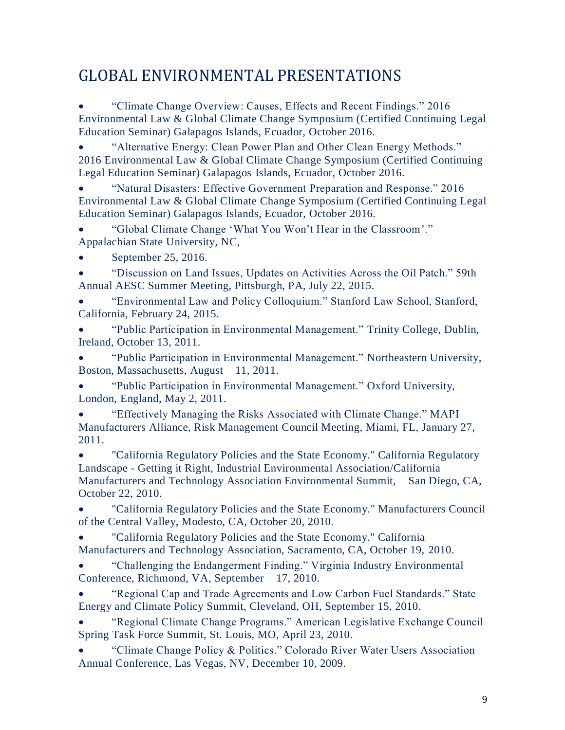# GLOBAL ENVIRONMENTAL PRESENTATIONS

- "Climate Change Overview: Causes, Effects and Recent Findings." 2016 Environmental Law & Global Climate Change Symposium (Certified Continuing Legal Education Seminar) Galapagos Islands, Ecuador, October 2016.
- "Alternative Energy: Clean Power Plan and Other Clean Energy Methods." 2016 Environmental Law & Global Climate Change Symposium (Certified Continuing Legal Education Seminar) Galapagos Islands, Ecuador, October 2016.
- "Natural Disasters: Effective Government Preparation and Response." 2016 Environmental Law & Global Climate Change Symposium (Certified Continuing Legal Education Seminar) Galapagos Islands, Ecuador, October 2016.
- "Global Climate Change 'What You Won't Hear in the Classroom'." Appalachian State University, NC,
- September 25, 2016.
- "Discussion on Land Issues, Updates on Activities Across the Oil Patch." 59th Annual AESC Summer Meeting, Pittsburgh, PA, July 22, 2015.
- "Environmental Law and Policy Colloquium." Stanford Law School, Stanford, California, February 24, 2015.
- "Public Participation in Environmental Management." Trinity College, Dublin, Ireland, October 13, 2011.
- "Public Participation in Environmental Management." Northeastern University, Boston, Massachusetts, August 11, 2011.
- "Public Participation in Environmental Management." Oxford University, London, England, May 2, 2011.
- "Effectively Managing the Risks Associated with Climate Change." MAPI Manufacturers Alliance, Risk Management Council Meeting, Miami, FL, January 27, 2011.
- "California Regulatory Policies and the State Economy." California Regulatory Landscape - Getting it Right, Industrial Environmental Association/California Manufacturers and Technology Association Environmental Summit, San Diego, CA, October 22, 2010.
- "California Regulatory Policies and the State Economy." Manufacturers Council of the Central Valley, Modesto, CA, October 20, 2010.
- "California Regulatory Policies and the State Economy." California Manufacturers and Technology Association, Sacramento, CA, October 19, 2010.
- "Challenging the Endangerment Finding." Virginia Industry Environmental Conference, Richmond, VA, September 17, 2010.
- "Regional Cap and Trade Agreements and Low Carbon Fuel Standards." State Energy and Climate Policy Summit, Cleveland, OH, September 15, 2010.
- "Regional Climate Change Programs." American Legislative Exchange Council Spring Task Force Summit, St. Louis, MO, April 23, 2010.
- "Climate Change Policy & Politics." Colorado River Water Users Association Annual Conference, Las Vegas, NV, December 10, 2009.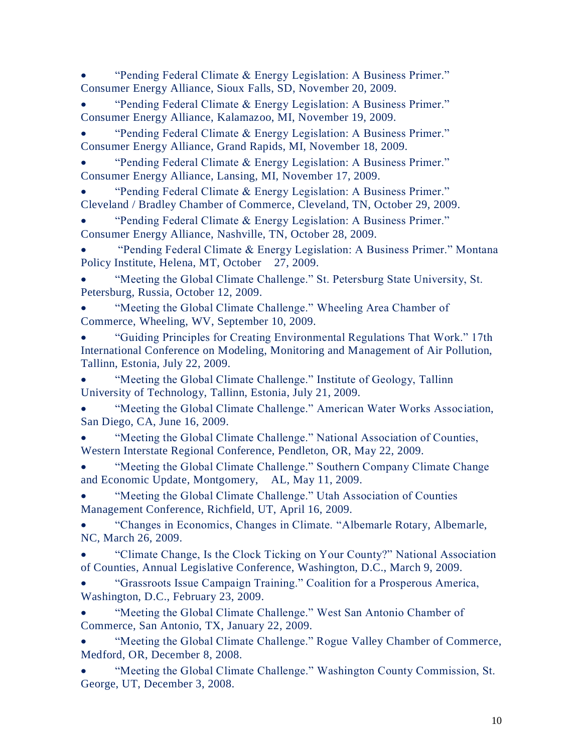- "Pending Federal Climate & Energy Legislation: A Business Primer." Consumer Energy Alliance, Sioux Falls, SD, November 20, 2009.
- "Pending Federal Climate & Energy Legislation: A Business Primer." Consumer Energy Alliance, Kalamazoo, MI, November 19, 2009.
- "Pending Federal Climate & Energy Legislation: A Business Primer." Consumer Energy Alliance, Grand Rapids, MI, November 18, 2009.
- "Pending Federal Climate & Energy Legislation: A Business Primer." Consumer Energy Alliance, Lansing, MI, November 17, 2009.
- "Pending Federal Climate & Energy Legislation: A Business Primer." Cleveland / Bradley Chamber of Commerce, Cleveland, TN, October 29, 2009.
- "Pending Federal Climate & Energy Legislation: A Business Primer." Consumer Energy Alliance, Nashville, TN, October 28, 2009.
- "Pending Federal Climate & Energy Legislation: A Business Primer." Montana Policy Institute, Helena, MT, October 27, 2009.
- "Meeting the Global Climate Challenge." St. Petersburg State University, St. Petersburg, Russia, October 12, 2009.
- "Meeting the Global Climate Challenge." Wheeling Area Chamber of Commerce, Wheeling, WV, September 10, 2009.
- "Guiding Principles for Creating Environmental Regulations That Work." 17th International Conference on Modeling, Monitoring and Management of Air Pollution, Tallinn, Estonia, July 22, 2009.
- "Meeting the Global Climate Challenge." Institute of Geology, Tallinn University of Technology, Tallinn, Estonia, July 21, 2009.
- "Meeting the Global Climate Challenge." American Water Works Association, San Diego, CA, June 16, 2009.
- "Meeting the Global Climate Challenge." National Association of Counties, Western Interstate Regional Conference, Pendleton, OR, May 22, 2009.
- "Meeting the Global Climate Challenge." Southern Company Climate Change and Economic Update, Montgomery, AL, May 11, 2009.
- "Meeting the Global Climate Challenge." Utah Association of Counties Management Conference, Richfield, UT, April 16, 2009.
- "Changes in Economics, Changes in Climate. "Albemarle Rotary, Albemarle, NC, March 26, 2009.
- "Climate Change, Is the Clock Ticking on Your County?" National Association of Counties, Annual Legislative Conference, Washington, D.C., March 9, 2009.
- "Grassroots Issue Campaign Training." Coalition for a Prosperous America, Washington, D.C., February 23, 2009.
- "Meeting the Global Climate Challenge." West San Antonio Chamber of Commerce, San Antonio, TX, January 22, 2009.
- "Meeting the Global Climate Challenge." Rogue Valley Chamber of Commerce, Medford, OR, December 8, 2008.
- "Meeting the Global Climate Challenge." Washington County Commission, St. George, UT, December 3, 2008.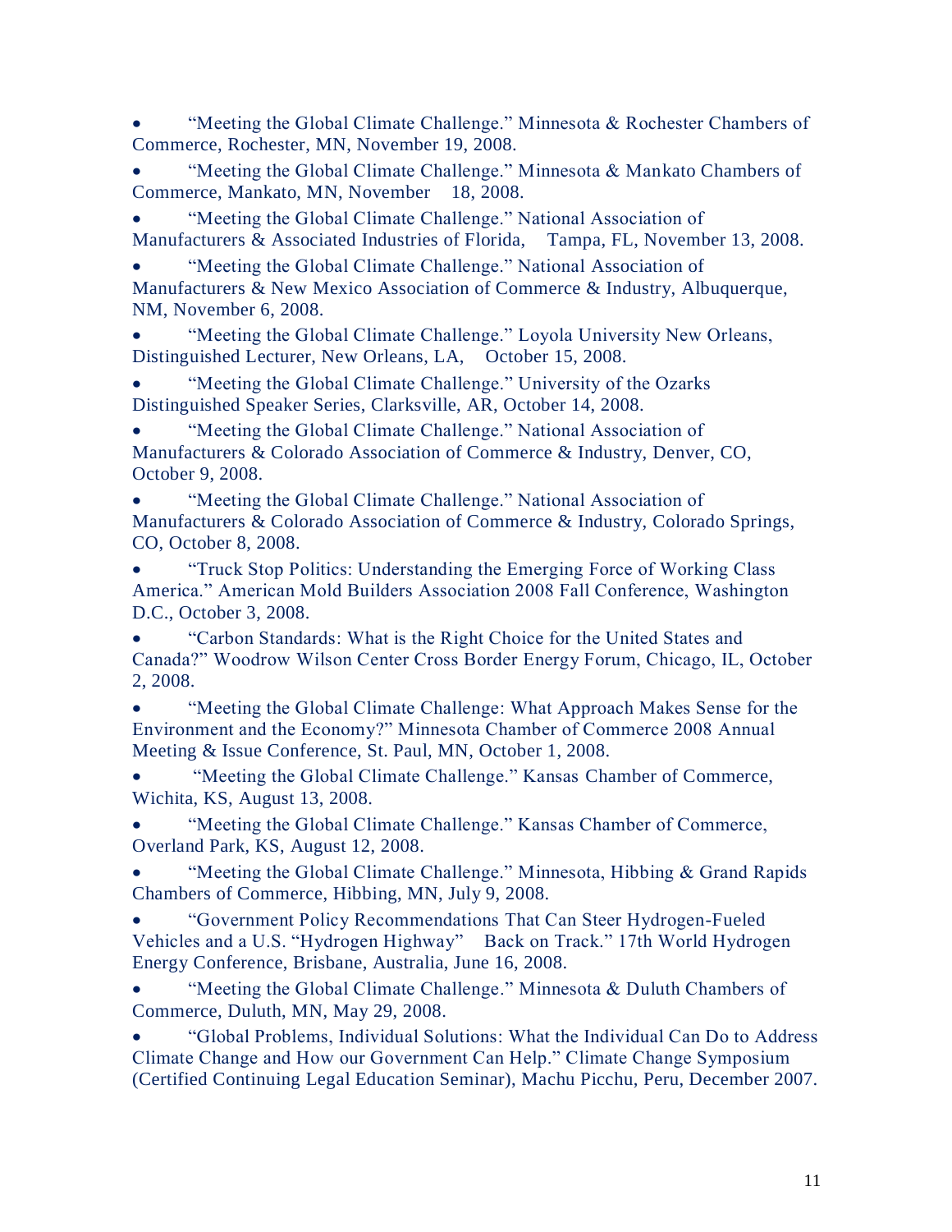- "Meeting the Global Climate Challenge." Minnesota & Rochester Chambers of Commerce, Rochester, MN, November 19, 2008.
- "Meeting the Global Climate Challenge." Minnesota & Mankato Chambers of Commerce, Mankato, MN, November 18, 2008.
- "Meeting the Global Climate Challenge." National Association of Manufacturers & Associated Industries of Florida, Tampa, FL, November 13, 2008.
- "Meeting the Global Climate Challenge." National Association of Manufacturers & New Mexico Association of Commerce & Industry, Albuquerque, NM, November 6, 2008.
- "Meeting the Global Climate Challenge." Loyola University New Orleans, Distinguished Lecturer, New Orleans, LA, October 15, 2008.
- "Meeting the Global Climate Challenge." University of the Ozarks Distinguished Speaker Series, Clarksville, AR, October 14, 2008.
- "Meeting the Global Climate Challenge." National Association of Manufacturers & Colorado Association of Commerce & Industry, Denver, CO, October 9, 2008.
- "Meeting the Global Climate Challenge." National Association of Manufacturers & Colorado Association of Commerce & Industry, Colorado Springs, CO, October 8, 2008.
- "Truck Stop Politics: Understanding the Emerging Force of Working Class America." American Mold Builders Association 2008 Fall Conference, Washington D.C., October 3, 2008.
- "Carbon Standards: What is the Right Choice for the United States and Canada?" Woodrow Wilson Center Cross Border Energy Forum, Chicago, IL, October 2, 2008.
- "Meeting the Global Climate Challenge: What Approach Makes Sense for the Environment and the Economy?" Minnesota Chamber of Commerce 2008 Annual Meeting & Issue Conference, St. Paul, MN, October 1, 2008.
- "Meeting the Global Climate Challenge." Kansas Chamber of Commerce, Wichita, KS, August 13, 2008.
- "Meeting the Global Climate Challenge." Kansas Chamber of Commerce, Overland Park, KS, August 12, 2008.
- "Meeting the Global Climate Challenge." Minnesota, Hibbing & Grand Rapids Chambers of Commerce, Hibbing, MN, July 9, 2008.
- "Government Policy Recommendations That Can Steer Hydrogen-Fueled Vehicles and a U.S. "Hydrogen Highway" Back on Track." 17th World Hydrogen Energy Conference, Brisbane, Australia, June 16, 2008.
- "Meeting the Global Climate Challenge." Minnesota & Duluth Chambers of Commerce, Duluth, MN, May 29, 2008.
- "Global Problems, Individual Solutions: What the Individual Can Do to Address Climate Change and How our Government Can Help." Climate Change Symposium (Certified Continuing Legal Education Seminar), Machu Picchu, Peru, December 2007.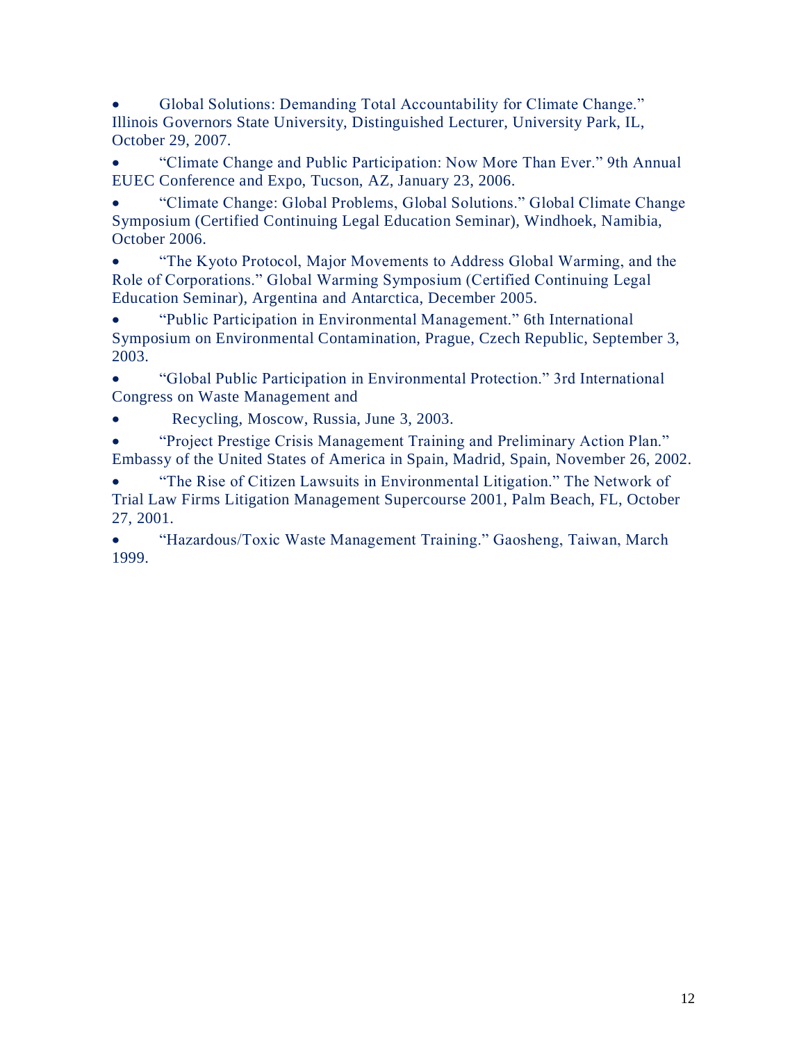- Global Solutions: Demanding Total Accountability for Climate Change." Illinois Governors State University, Distinguished Lecturer, University Park, IL, October 29, 2007.
- "Climate Change and Public Participation: Now More Than Ever." 9th Annual EUEC Conference and Expo, Tucson, AZ, January 23, 2006.
- "Climate Change: Global Problems, Global Solutions." Global Climate Change Symposium (Certified Continuing Legal Education Seminar), Windhoek, Namibia, October 2006.
- "The Kyoto Protocol, Major Movements to Address Global Warming, and the Role of Corporations." Global Warming Symposium (Certified Continuing Legal Education Seminar), Argentina and Antarctica, December 2005.
- "Public Participation in Environmental Management." 6th International Symposium on Environmental Contamination, Prague, Czech Republic, September 3, 2003.
- "Global Public Participation in Environmental Protection." 3rd International Congress on Waste Management and
- Recycling, Moscow, Russia, June 3, 2003.
- "Project Prestige Crisis Management Training and Preliminary Action Plan." Embassy of the United States of America in Spain, Madrid, Spain, November 26, 2002.
- "The Rise of Citizen Lawsuits in Environmental Litigation." The Network of Trial Law Firms Litigation Management Supercourse 2001, Palm Beach, FL, October 27, 2001.
- "Hazardous/Toxic Waste Management Training." Gaosheng, Taiwan, March 1999.